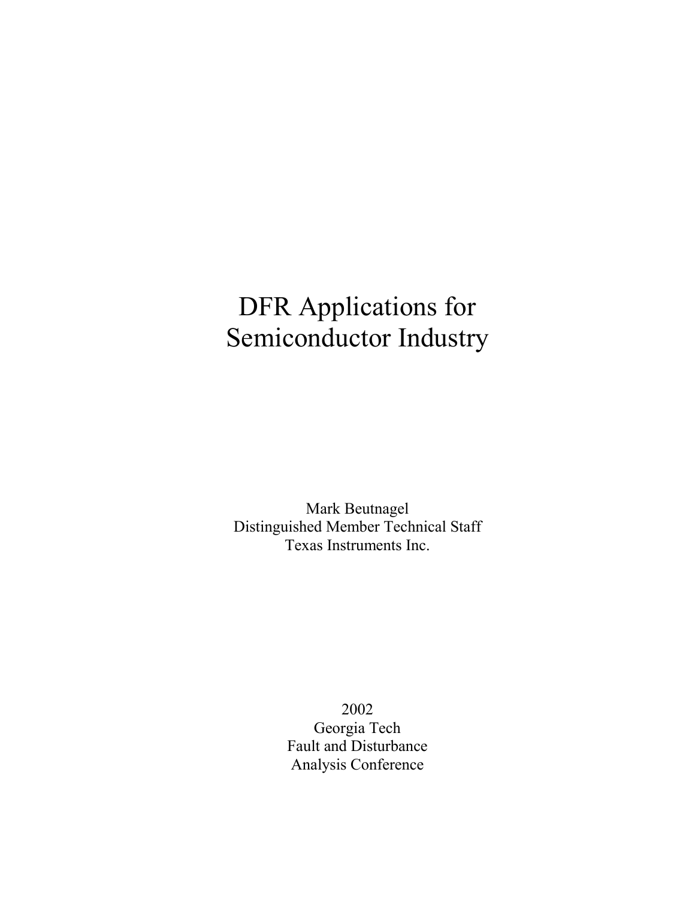# DFR Applications for Semiconductor Industry

Mark Beutnagel
Distinguished Member Technical Staff
Texas Instruments Inc.

2002
Georgia Tech
Fault and Disturbance
Analysis Conference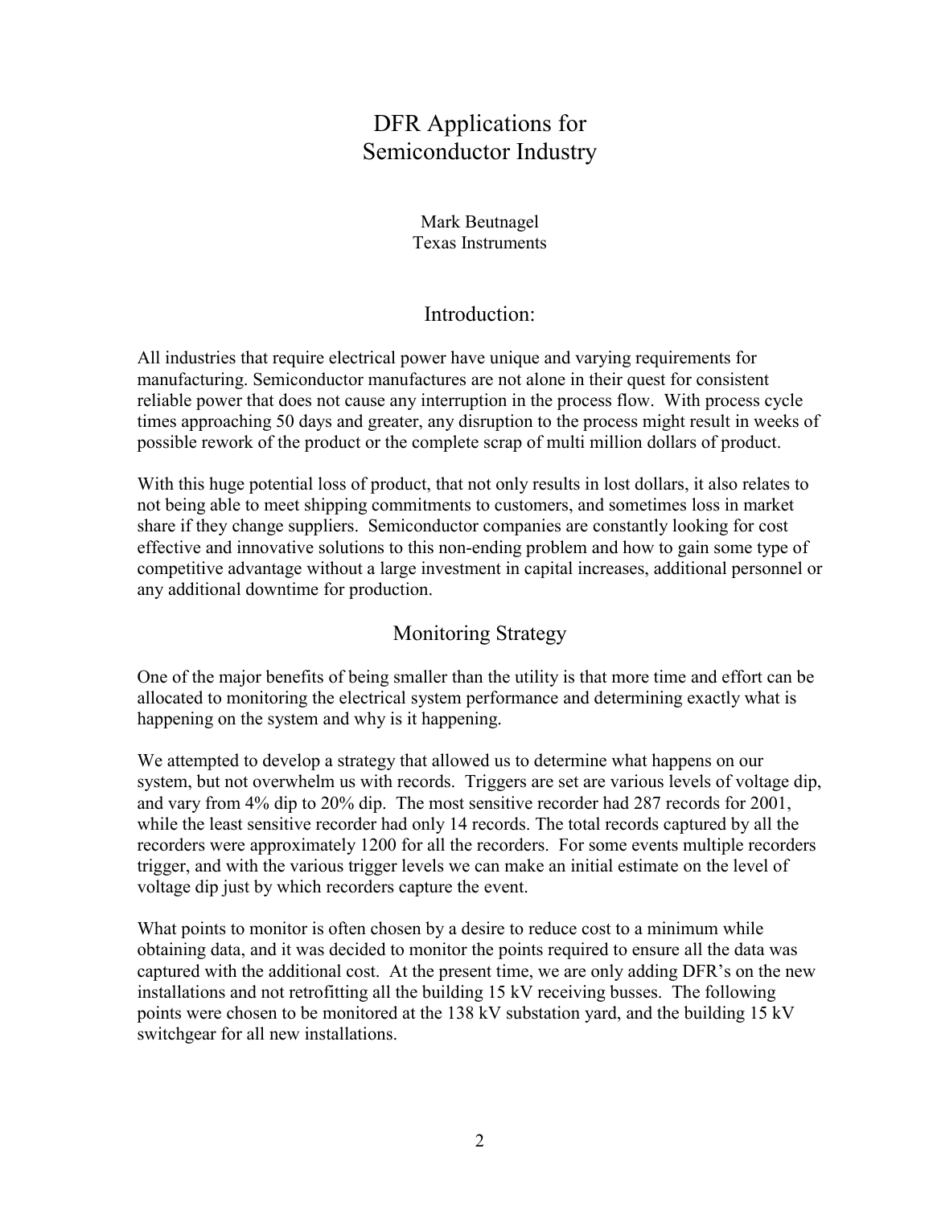# DFR Applications for Semiconductor Industry

Mark Beutnagel
Texas Instruments

## Introduction:

All industries that require electrical power have unique and varying requirements for manufacturing. Semiconductor manufactures are not alone in their quest for consistent reliable power that does not cause any interruption in the process flow. With process cycle times approaching 50 days and greater, any disruption to the process might result in weeks of possible rework of the product or the complete scrap of multi million dollars of product.

With this huge potential loss of product, that not only results in lost dollars, it also relates to not being able to meet shipping commitments to customers, and sometimes loss in market share if they change suppliers. Semiconductor companies are constantly looking for cost effective and innovative solutions to this non-ending problem and how to gain some type of competitive advantage without a large investment in capital increases, additional personnel or any additional downtime for production.

## Monitoring Strategy

One of the major benefits of being smaller than the utility is that more time and effort can be allocated to monitoring the electrical system performance and determining exactly what is happening on the system and why is it happening.

We attempted to develop a strategy that allowed us to determine what happens on our system, but not overwhelm us with records. Triggers are set are various levels of voltage dip, and vary from 4% dip to 20% dip. The most sensitive recorder had 287 records for 2001, while the least sensitive recorder had only 14 records. The total records captured by all the recorders were approximately 1200 for all the recorders. For some events multiple recorders trigger, and with the various trigger levels we can make an initial estimate on the level of voltage dip just by which recorders capture the event.

What points to monitor is often chosen by a desire to reduce cost to a minimum while obtaining data, and it was decided to monitor the points required to ensure all the data was captured with the additional cost. At the present time, we are only adding DFR's on the new installations and not retrofitting all the building 15 kV receiving busses. The following points were chosen to be monitored at the 138 kV substation yard, and the building 15 kV switchgear for all new installations.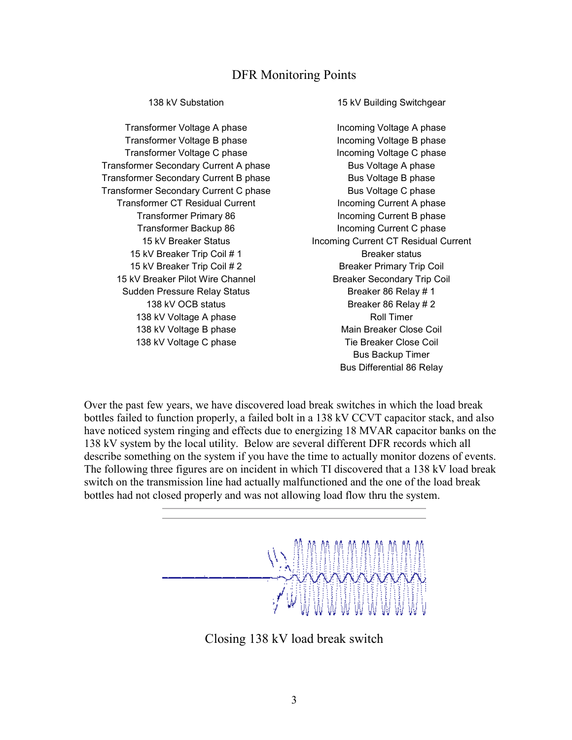# DFR Monitoring Points

| 138 kV Substation | 15 kV Building Switchgear |
|---|---|
| Transformer Voltage A phase | Incoming Voltage A phase |
| Transformer Voltage B phase | Incoming Voltage B phase |
| Transformer Voltage C phase | Incoming Voltage C phase |
| Transformer Secondary Current A phase | Bus Voltage A phase |
| Transformer Secondary Current B phase | Bus Voltage B phase |
| Transformer Secondary Current C phase | Bus Voltage C phase |
| Transformer CT Residual Current | Incoming Current A phase |
| Transformer Primary 86 | Incoming Current B phase |
| Transformer Backup 86 | Incoming Current C phase |
| 15 kV Breaker Status | Incoming Current CT Residual Current |
| 15 kV Breaker Trip Coil # 1 | Breaker status |
| 15 kV Breaker Trip Coil # 2 | Breaker Primary Trip Coil |
| 15 kV Breaker Pilot Wire Channel | Breaker Secondary Trip Coil |
| Sudden Pressure Relay Status | Breaker 86 Relay # 1 |
| 138 kV OCB status | Breaker 86 Relay # 2 |
| 138 kV Voltage A phase | Roll Timer |
| 138 kV Voltage B phase | Main Breaker Close Coil |
| 138 kV Voltage C phase | Tie Breaker Close Coil |
| | Bus Backup Timer |
| | Bus Differential 86 Relay |

Over the past few years, we have discovered load break switches in which the load break bottles failed to function properly, a failed bolt in a 138 kV CCVT capacitor stack, and also have noticed system ringing and effects due to energizing 18 MVAR capacitor banks on the 138 kV system by the local utility. Below are several different DFR records which all describe something on the system if you have the time to actually monitor dozens of events. The following three figures are on incident in which TI discovered that a 138 kV load break switch on the transmission line had actually malfunctioned and the one of the load break bottles had not closed properly and was not allowing load flow thru the system.

Closing 138 kV load break switch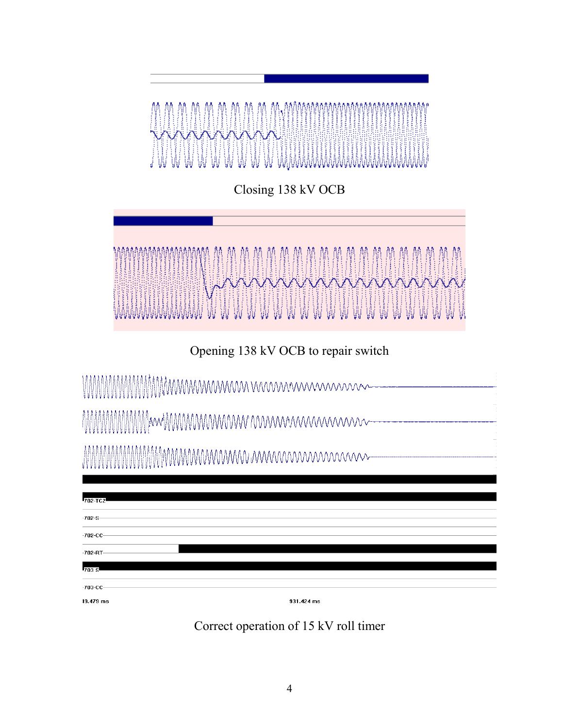Closing 138 kV OCB

Opening 138 kV OCB to repair switch

Correct operation of 15 kV roll timer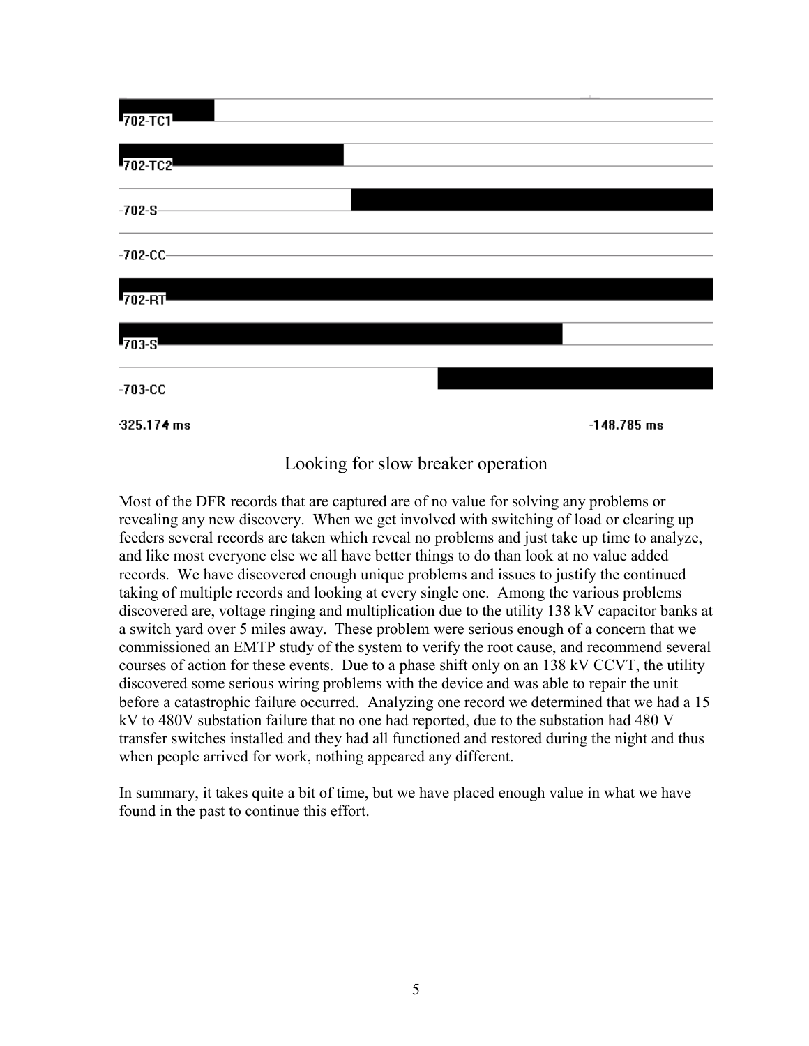702-TC1

702-TC2

702-S

702-CC

702-RT

703-S

703-CC

-325.174 ms -148.785 ms

Looking for slow breaker operation

Most of the DFR records that are captured are of no value for solving any problems or revealing any new discovery. When we get involved with switching of load or clearing up feeders several records are taken which reveal no problems and just take up time to analyze, and like most everyone else we all have better things to do than look at no value added records. We have discovered enough unique problems and issues to justify the continued taking of multiple records and looking at every single one. Among the various problems discovered are, voltage ringing and multiplication due to the utility 138 kV capacitor banks at a switch yard over 5 miles away. These problem were serious enough of a concern that we commissioned an EMTP study of the system to verify the root cause, and recommend several courses of action for these events. Due to a phase shift only on an 138 kV CCVT, the utility discovered some serious wiring problems with the device and was able to repair the unit before a catastrophic failure occurred. Analyzing one record we determined that we had a 15 kV to 480V substation failure that no one had reported, due to the substation had 480 V transfer switches installed and they had all functioned and restored during the night and thus when people arrived for work, nothing appeared any different.

In summary, it takes quite a bit of time, but we have placed enough value in what we have found in the past to continue this effort.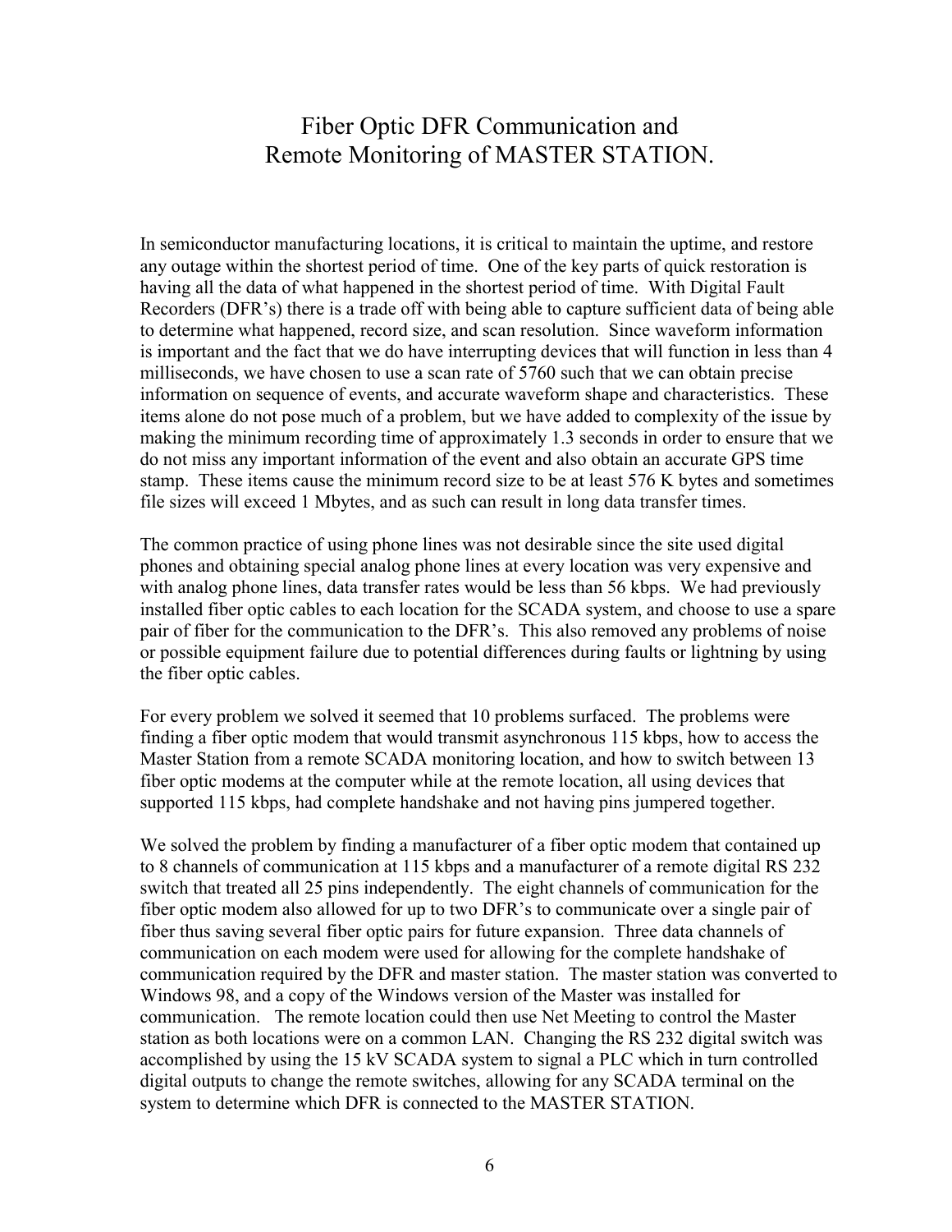# Fiber Optic DFR Communication and Remote Monitoring of MASTER STATION.

In semiconductor manufacturing locations, it is critical to maintain the uptime, and restore any outage within the shortest period of time. One of the key parts of quick restoration is having all the data of what happened in the shortest period of time. With Digital Fault Recorders (DFR's) there is a trade off with being able to capture sufficient data of being able to determine what happened, record size, and scan resolution. Since waveform information is important and the fact that we do have interrupting devices that will function in less than 4 milliseconds, we have chosen to use a scan rate of 5760 such that we can obtain precise information on sequence of events, and accurate waveform shape and characteristics. These items alone do not pose much of a problem, but we have added to complexity of the issue by making the minimum recording time of approximately 1.3 seconds in order to ensure that we do not miss any important information of the event and also obtain an accurate GPS time stamp. These items cause the minimum record size to be at least 576 K bytes and sometimes file sizes will exceed 1 Mbytes, and as such can result in long data transfer times.

The common practice of using phone lines was not desirable since the site used digital phones and obtaining special analog phone lines at every location was very expensive and with analog phone lines, data transfer rates would be less than 56 kbps. We had previously installed fiber optic cables to each location for the SCADA system, and choose to use a spare pair of fiber for the communication to the DFR's. This also removed any problems of noise or possible equipment failure due to potential differences during faults or lightning by using the fiber optic cables.

For every problem we solved it seemed that 10 problems surfaced. The problems were finding a fiber optic modem that would transmit asynchronous 115 kbps, how to access the Master Station from a remote SCADA monitoring location, and how to switch between 13 fiber optic modems at the computer while at the remote location, all using devices that supported 115 kbps, had complete handshake and not having pins jumpered together.

We solved the problem by finding a manufacturer of a fiber optic modem that contained up to 8 channels of communication at 115 kbps and a manufacturer of a remote digital RS 232 switch that treated all 25 pins independently. The eight channels of communication for the fiber optic modem also allowed for up to two DFR's to communicate over a single pair of fiber thus saving several fiber optic pairs for future expansion. Three data channels of communication on each modem were used for allowing for the complete handshake of communication required by the DFR and master station. The master station was converted to Windows 98, and a copy of the Windows version of the Master was installed for communication. The remote location could then use Net Meeting to control the Master station as both locations were on a common LAN. Changing the RS 232 digital switch was accomplished by using the 15 kV SCADA system to signal a PLC which in turn controlled digital outputs to change the remote switches, allowing for any SCADA terminal on the system to determine which DFR is connected to the MASTER STATION.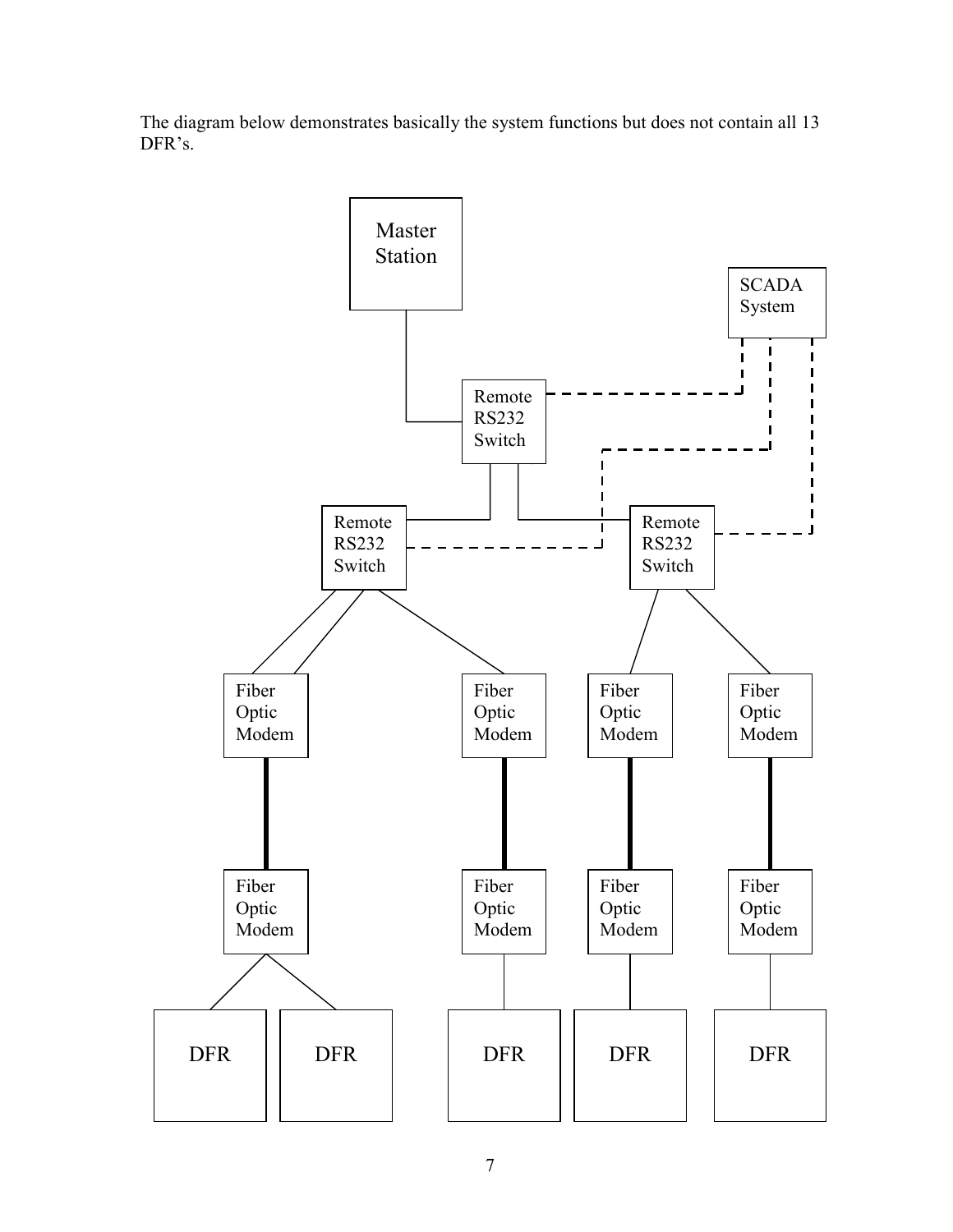The diagram below demonstrates basically the system functions but does not contain all 13 DFR's.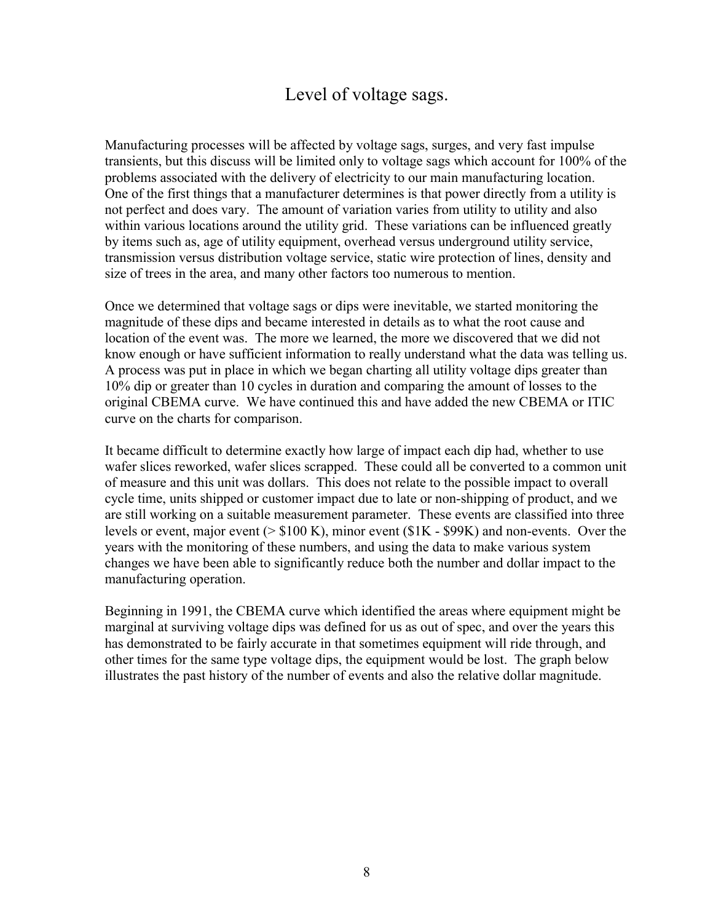# Level of voltage sags.

Manufacturing processes will be affected by voltage sags, surges, and very fast impulse transients, but this discuss will be limited only to voltage sags which account for 100% of the problems associated with the delivery of electricity to our main manufacturing location. One of the first things that a manufacturer determines is that power directly from a utility is not perfect and does vary. The amount of variation varies from utility to utility and also within various locations around the utility grid. These variations can be influenced greatly by items such as, age of utility equipment, overhead versus underground utility service, transmission versus distribution voltage service, static wire protection of lines, density and size of trees in the area, and many other factors too numerous to mention.

Once we determined that voltage sags or dips were inevitable, we started monitoring the magnitude of these dips and became interested in details as to what the root cause and location of the event was. The more we learned, the more we discovered that we did not know enough or have sufficient information to really understand what the data was telling us. A process was put in place in which we began charting all utility voltage dips greater than 10% dip or greater than 10 cycles in duration and comparing the amount of losses to the original CBEMA curve. We have continued this and have added the new CBEMA or ITIC curve on the charts for comparison.

It became difficult to determine exactly how large of impact each dip had, whether to use wafer slices reworked, wafer slices scrapped. These could all be converted to a common unit of measure and this unit was dollars. This does not relate to the possible impact to overall cycle time, units shipped or customer impact due to late or non-shipping of product, and we are still working on a suitable measurement parameter. These events are classified into three levels or event, major event (> $100 K), minor event ($1K - $99K) and non-events. Over the years with the monitoring of these numbers, and using the data to make various system changes we have been able to significantly reduce both the number and dollar impact to the manufacturing operation.

Beginning in 1991, the CBEMA curve which identified the areas where equipment might be marginal at surviving voltage dips was defined for us as out of spec, and over the years this has demonstrated to be fairly accurate in that sometimes equipment will ride through, and other times for the same type voltage dips, the equipment would be lost. The graph below illustrates the past history of the number of events and also the relative dollar magnitude.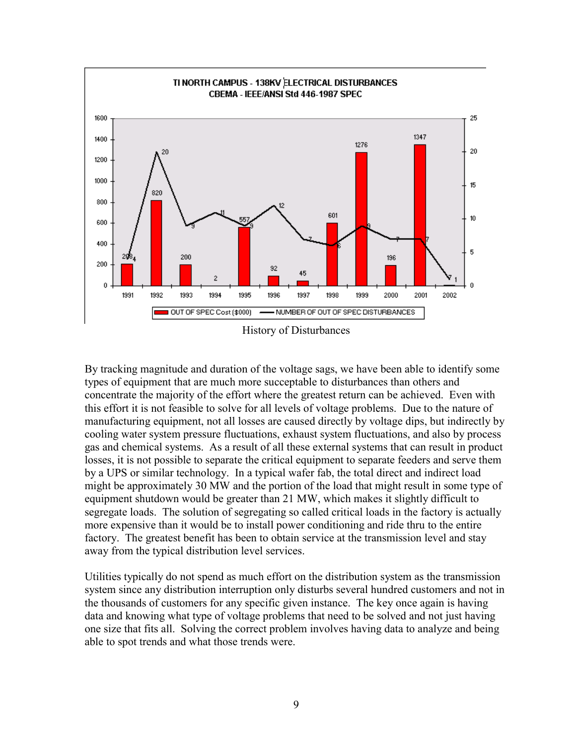History of Disturbances

By tracking magnitude and duration of the voltage sags, we have been able to identify some types of equipment that are much more succeptable to disturbances than others and concentrate the majority of the effort where the greatest return can be achieved. Even with this effort it is not feasible to solve for all levels of voltage problems. Due to the nature of manufacturing equipment, not all losses are caused directly by voltage dips, but indirectly by cooling water system pressure fluctuations, exhaust system fluctuations, and also by process gas and chemical systems. As a result of all these external systems that can result in product losses, it is not possible to separate the critical equipment to separate feeders and serve them by a UPS or similar technology. In a typical wafer fab, the total direct and indirect load might be approximately 30 MW and the portion of the load that might result in some type of equipment shutdown would be greater than 21 MW, which makes it slightly difficult to segregate loads. The solution of segregating so called critical loads in the factory is actually more expensive than it would be to install power conditioning and ride thru to the entire factory. The greatest benefit has been to obtain service at the transmission level and stay away from the typical distribution level services.

Utilities typically do not spend as much effort on the distribution system as the transmission system since any distribution interruption only disturbs several hundred customers and not in the thousands of customers for any specific given instance. The key once again is having data and knowing what type of voltage problems that need to be solved and not just having one size that fits all. Solving the correct problem involves having data to analyze and being able to spot trends and what those trends were.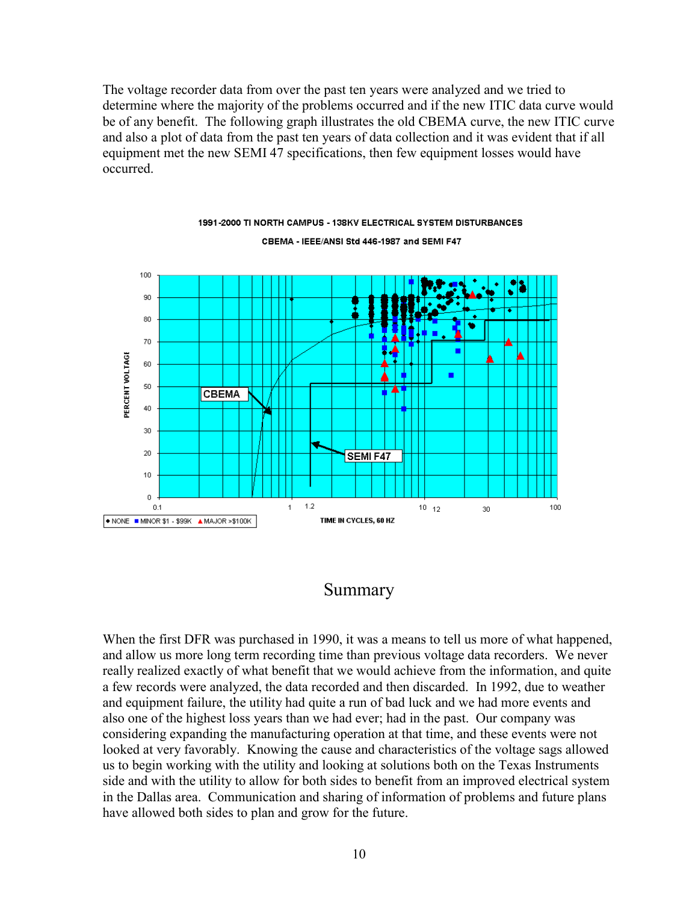The voltage recorder data from over the past ten years were analyzed and we tried to determine where the majority of the problems occurred and if the new ITIC data curve would be of any benefit. The following graph illustrates the old CBEMA curve, the new ITIC curve and also a plot of data from the past ten years of data collection and it was evident that if all equipment met the new SEMI 47 specifications, then few equipment losses would have occurred.

**1991-2000 TI NORTH CAMPUS - 138KV ELECTRICAL SYSTEM DISTURBANCES**

**CBEMA - IEEE/ANSI Std 446-1987 and SEMI F47**

## Summary

When the first DFR was purchased in 1990, it was a means to tell us more of what happened, and allow us more long term recording time than previous voltage data recorders. We never really realized exactly of what benefit that we would achieve from the information, and quite a few records were analyzed, the data recorded and then discarded. In 1992, due to weather and equipment failure, the utility had quite a run of bad luck and we had more events and also one of the highest loss years than we had ever; had in the past. Our company was considering expanding the manufacturing operation at that time, and these events were not looked at very favorably. Knowing the cause and characteristics of the voltage sags allowed us to begin working with the utility and looking at solutions both on the Texas Instruments side and with the utility to allow for both sides to benefit from an improved electrical system in the Dallas area. Communication and sharing of information of problems and future plans have allowed both sides to plan and grow for the future.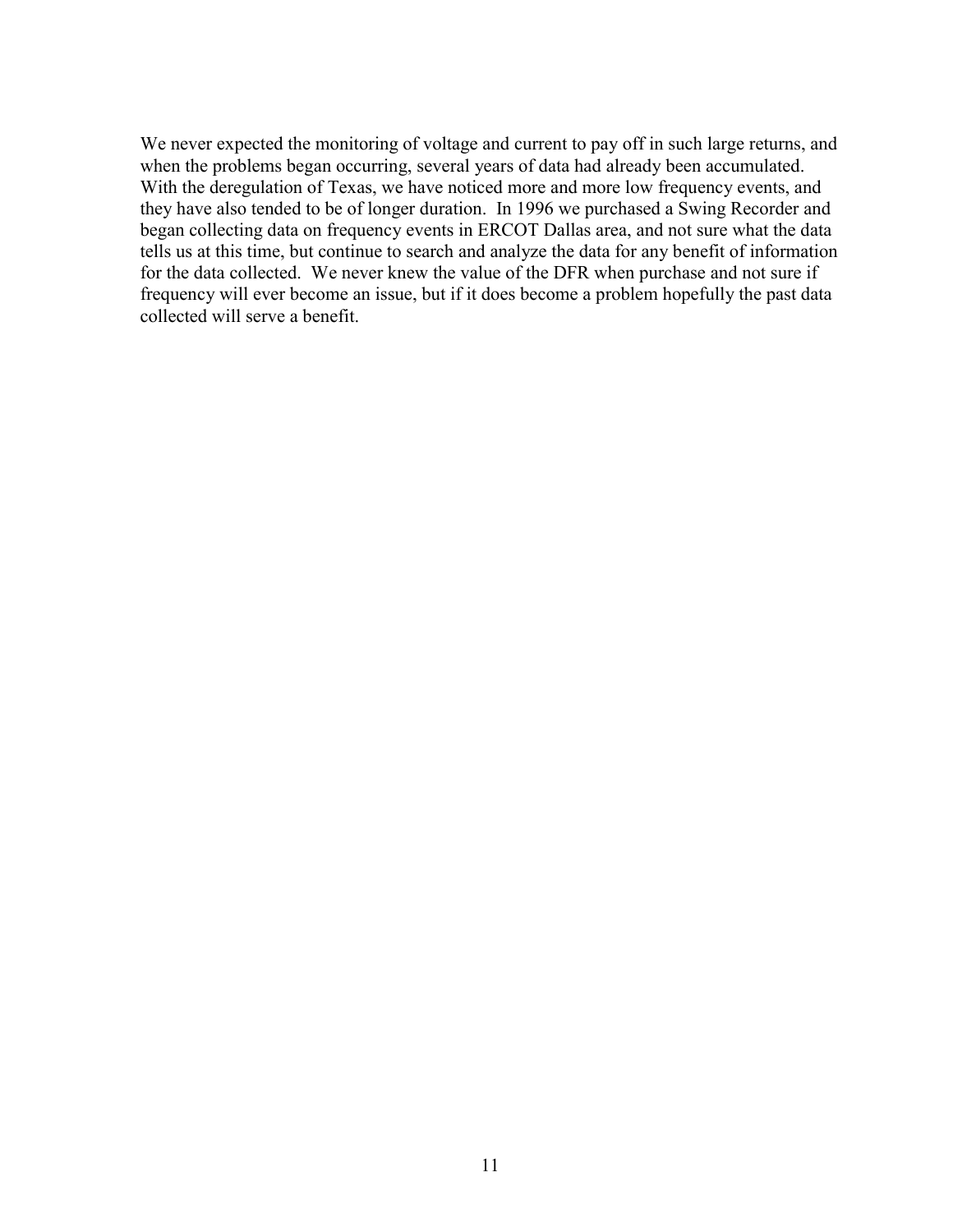We never expected the monitoring of voltage and current to pay off in such large returns, and when the problems began occurring, several years of data had already been accumulated. With the deregulation of Texas, we have noticed more and more low frequency events, and they have also tended to be of longer duration. In 1996 we purchased a Swing Recorder and began collecting data on frequency events in ERCOT Dallas area, and not sure what the data tells us at this time, but continue to search and analyze the data for any benefit of information for the data collected. We never knew the value of the DFR when purchase and not sure if frequency will ever become an issue, but if it does become a problem hopefully the past data collected will serve a benefit.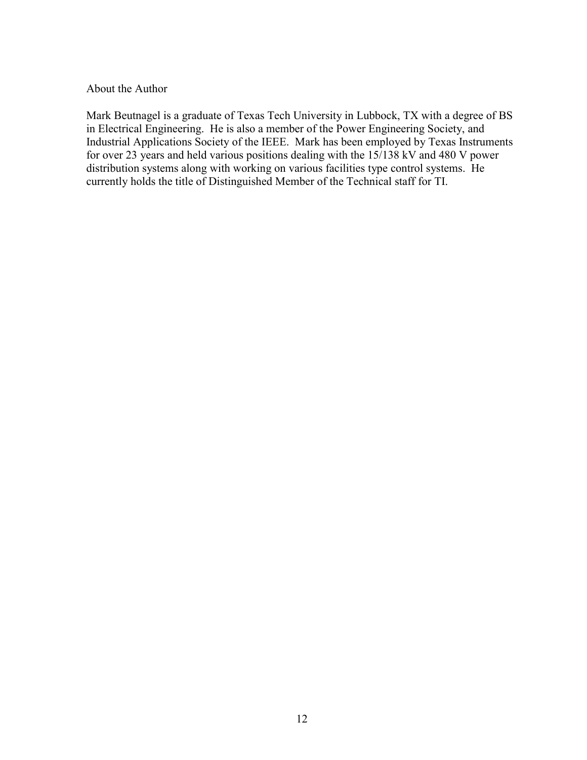## About the Author

Mark Beutnagel is a graduate of Texas Tech University in Lubbock, TX with a degree of BS in Electrical Engineering. He is also a member of the Power Engineering Society, and Industrial Applications Society of the IEEE. Mark has been employed by Texas Instruments for over 23 years and held various positions dealing with the 15/138 kV and 480 V power distribution systems along with working on various facilities type control systems. He currently holds the title of Distinguished Member of the Technical staff for TI.